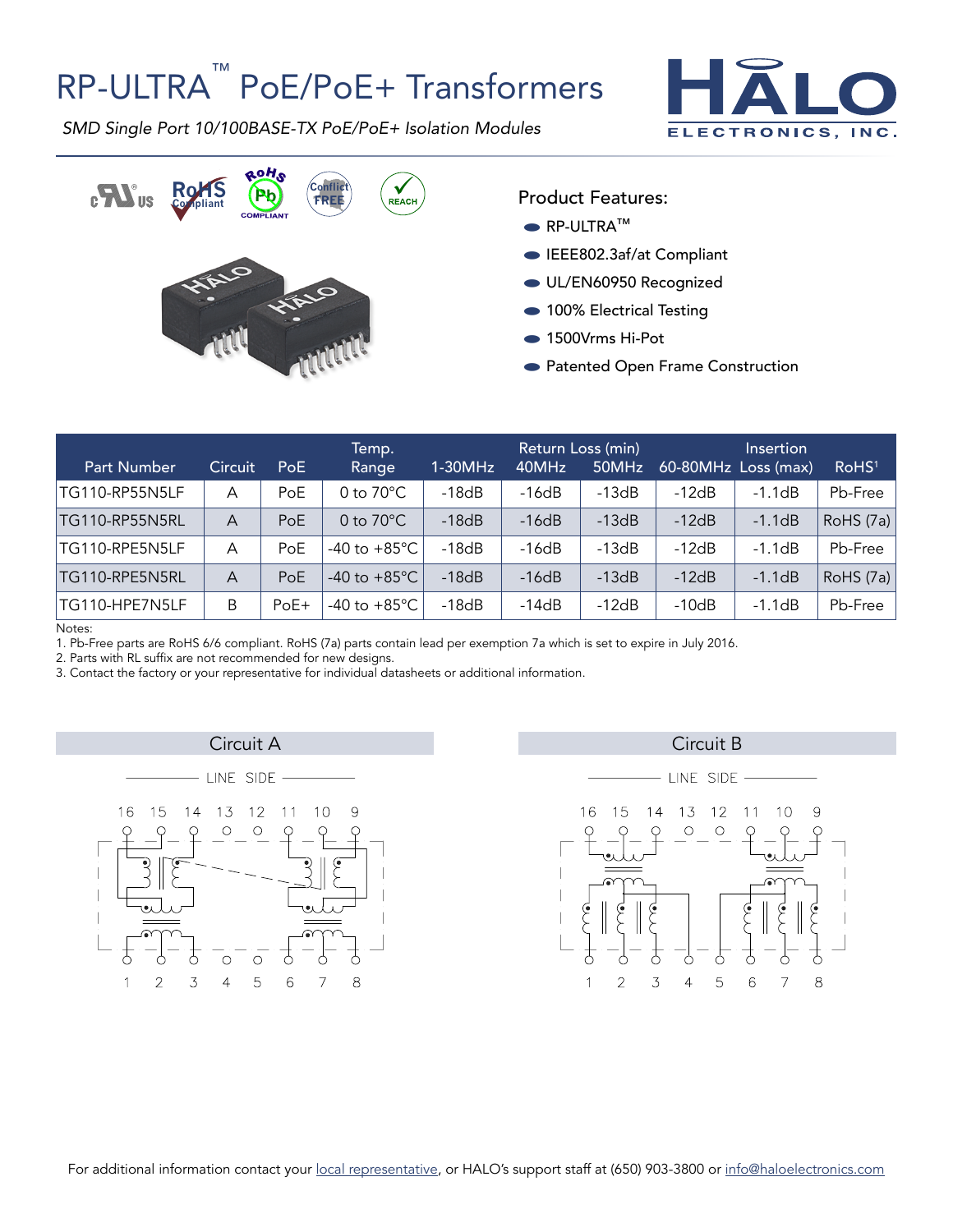# RP-ULTRA™ PoE/PoE+ Transformers

*SMD Single Port 10/100BASE-TX PoE/PoE+ Isolation Modules*

## Product Features:

- RP-ULTRA™
- IEEE802.3af/at Compliant
- UL/EN60950 Recognized
- 100% Electrical Testing
- 1500Vrms Hi-Pot
- Patented Open Frame Construction

| Part Number | Circuit | PoE | Temp. Range | 1-30MHz | Return Loss (min) 40MHz | 50MHz | 60-80MHz | Insertion Loss (max) | RoHS[1] |
|---|---|---|---|---|---|---|---|---|---|
| TG110-RP55N5LF | A | PoE | 0 to 70°C | -18dB | -16dB | -13dB | -12dB | -1.1dB | Pb-Free |
| TG110-RP55N5RL | A | PoE | 0 to 70°C | -18dB | -16dB | -13dB | -12dB | -1.1dB | RoHS (7a) |
| TG110-RPE5N5LF | A | PoE | -40 to +85°C | -18dB | -16dB | -13dB | -12dB | -1.1dB | Pb-Free |
| TG110-RPE5N5RL | A | PoE | -40 to +85°C | -18dB | -16dB | -13dB | -12dB | -1.1dB | RoHS (7a) |
| TG110-HPE7N5LF | B | PoE+ | -40 to +85°C | -18dB | -14dB | -12dB | -10dB | -1.1dB | Pb-Free |

Notes:
1. Pb-Free parts are RoHS 6/6 compliant. RoHS (7a) parts contain lead per exemption 7a which is set to expire in July 2016.
2. Parts with RL suffix are not recommended for new designs.
3. Contact the factory or your representative for individual datasheets or additional information.

Circuit A

LINE SIDE

16 15 14 13 12 11 10 9

1 2 3 4 5 6 7 8

Circuit B

LINE SIDE

16 15 14 13 12 11 10 9

1 2 3 4 5 6 7 8

For additional information contact your local representative, or HALO's support staff at (650) 903-3800 or info@haloelectronics.com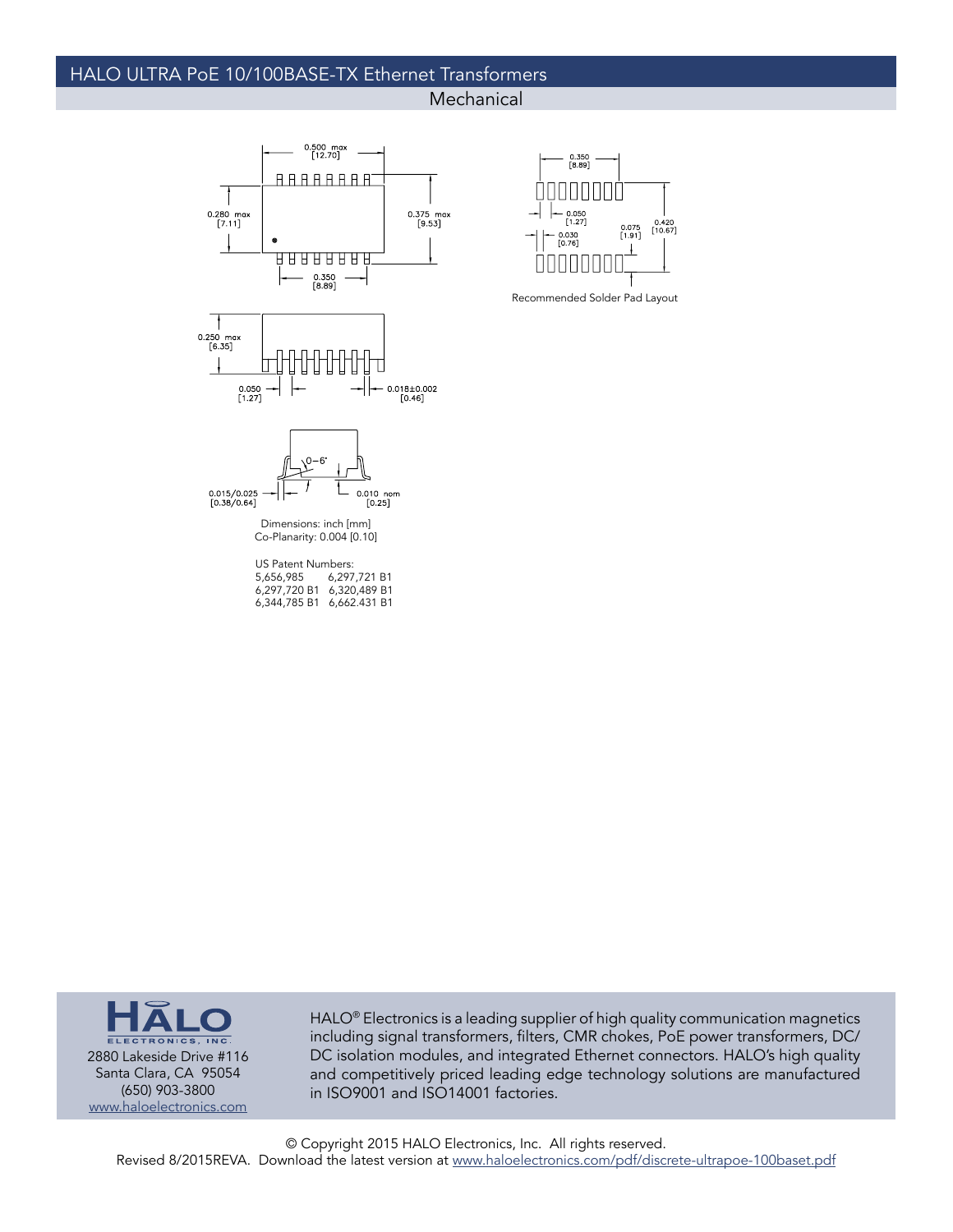# HALO ULTRA PoE 10/100BASE-TX Ethernet Transformers

## Mechanical

0.500 max
[12.70]

0.280 max
[7.11]

0.375 max
[9.53]

0.350
[8.89]

0.250 max
[6.35]

0.050
[1.27]

0.018±0.002
[0.46]

0–6°

0.015/0.025
[0.38/0.64]

0.010 nom
[0.25]

Dimensions: inch [mm]
Co-Planarity: 0.004 [0.10]

US Patent Numbers:
5,656,985 6,297,721 B1
6,297,720 B1 6,320,489 B1
6,344,785 B1 6,662.431 B1

0.350
[8.89]

0.050
[1.27]

0.030
[0.76]

0.075
[1.91]

0.420
[10.67]

Recommended Solder Pad Layout

HALO
ELECTRONICS, INC.
2880 Lakeside Drive #116
Santa Clara, CA 95054
(650) 903-3800
www.haloelectronics.com

HALO® Electronics is a leading supplier of high quality communication magnetics including signal transformers, filters, CMR chokes, PoE power transformers, DC/DC isolation modules, and integrated Ethernet connectors. HALO's high quality and competitively priced leading edge technology solutions are manufactured in ISO9001 and ISO14001 factories.

© Copyright 2015 HALO Electronics, Inc. All rights reserved.
Revised 8/2015REVA. Download the latest version at www.haloelectronics.com/pdf/discrete-ultrapoe-100baset.pdf